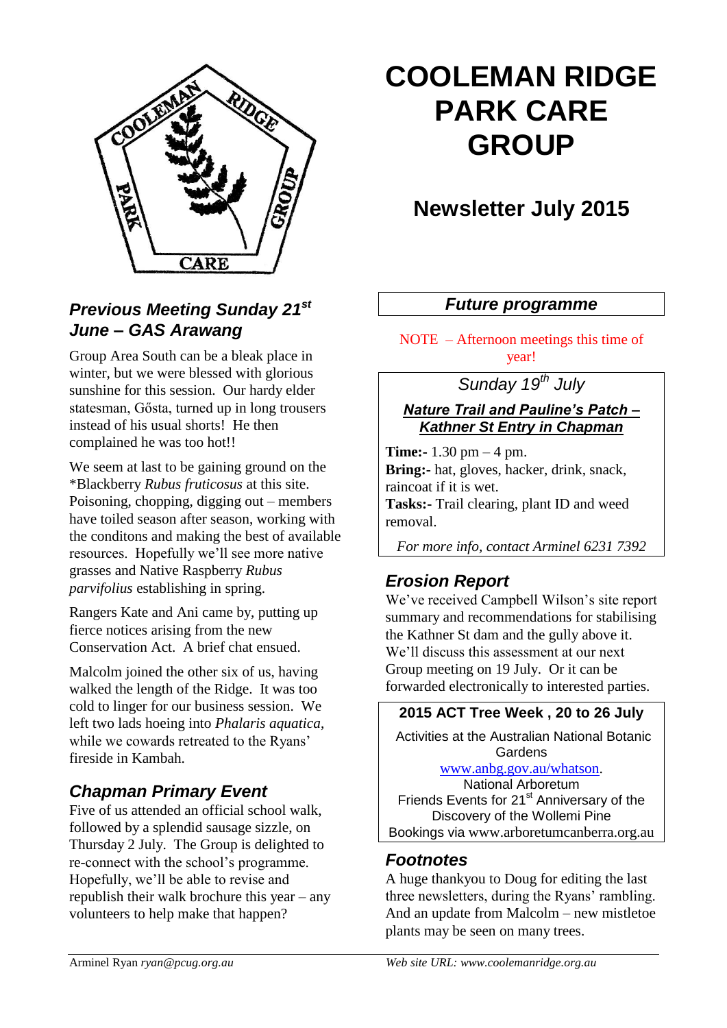# COOLEMAN RIDGE PARK CARE GROUP

## Newsletter July 2015

### *Previous Meeting Sunday 21st June – GAS Arawang*

Group Area South can be a bleak place in winter, but we were blessed with glorious sunshine for this session. Our hardy elder statesman, Gősta, turned up in long trousers instead of his usual shorts! He then complained he was too hot!!

We seem at last to be gaining ground on the *Blackberry *Rubus fruticosus* at this site. Poisoning, chopping, digging out – members have toiled season after season, working with the conditons and making the best of available resources. Hopefully we'll see more native grasses and Native Raspberry *Rubus parvifolius* establishing in spring.

Rangers Kate and Ani came by, putting up fierce notices arising from the new Conservation Act. A brief chat ensued.

Malcolm joined the other six of us, having walked the length of the Ridge. It was too cold to linger for our business session. We left two lads hoeing into *Phalaris aquatica*, while we cowards retreated to the Ryans' fireside in Kambah.

### *Chapman Primary Event*

Five of us attended an official school walk, followed by a splendid sausage sizzle, on Thursday 2 July. The Group is delighted to re-connect with the school's programme. Hopefully, we'll be able to revise and republish their walk brochure this year – any volunteers to help make that happen?

### *Future programme*

NOTE – Afternoon meetings this time of year!

*Sunday 19th July*

***Nature Trail and Pauline's Patch – Kathner St Entry in Chapman***

**Time:-** 1.30 pm – 4 pm.
**Bring:-** hat, gloves, hacker, drink, snack, raincoat if it is wet.
**Tasks:-** Trail clearing, plant ID and weed removal.

*For more info, contact Arminel 6231 7392*

### *Erosion Report*

We've received Campbell Wilson's site report summary and recommendations for stabilising the Kathner St dam and the gully above it. We'll discuss this assessment at our next Group meeting on 19 July. Or it can be forwarded electronically to interested parties.

**2015 ACT Tree Week , 20 to 26 July**

Activities at the Australian National Botanic Gardens
www.anbg.gov.au/whatson.
National Arboretum
Friends Events for 21st Anniversary of the Discovery of the Wollemi Pine
Bookings via www.arboretumcanberra.org.au

### *Footnotes*

A huge thankyou to Doug for editing the last three newsletters, during the Ryans' rambling. And an update from Malcolm – new mistletoe plants may be seen on many trees.

Arminel Ryan *ryan@pcug.org.au*

*Web site URL: www.coolemanridge.org.au*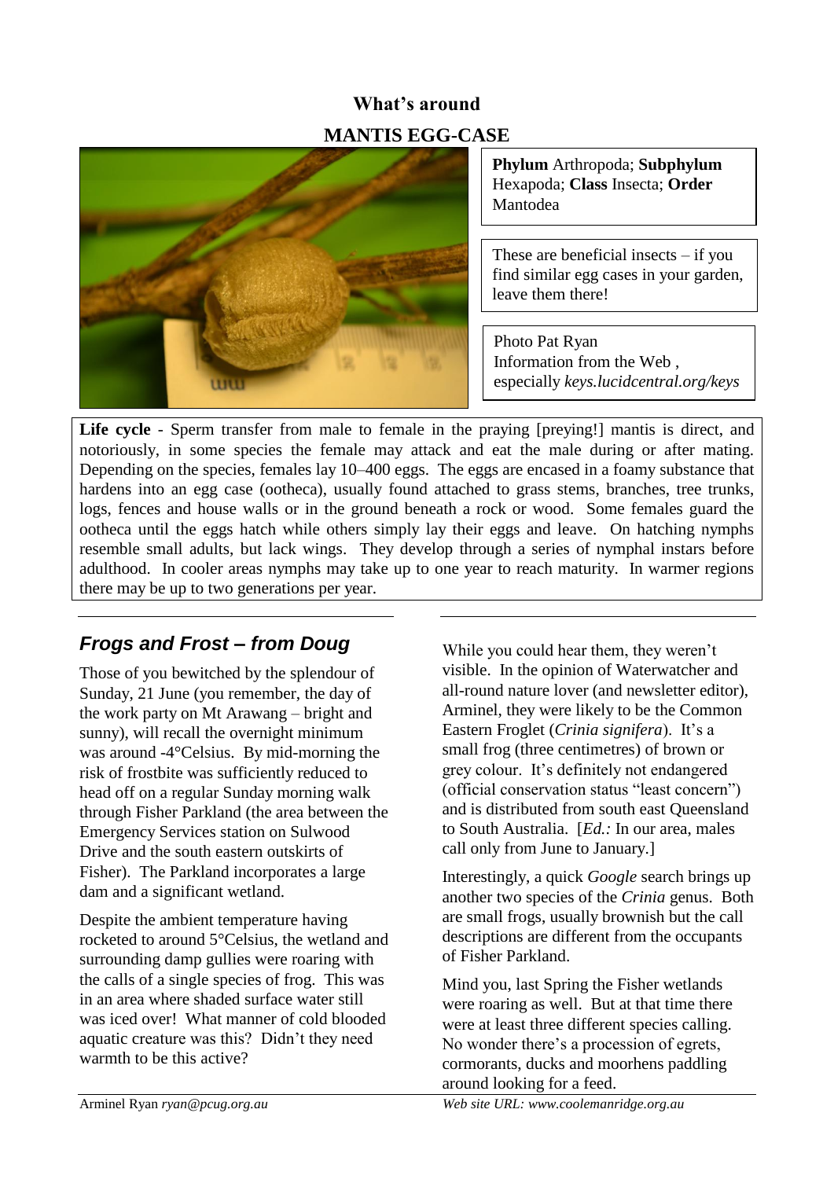# What's around

## MANTIS EGG-CASE

**Phylum** Arthropoda; **Subphylum** Hexapoda; **Class** Insecta; **Order** Mantodea

These are beneficial insects – if you find similar egg cases in your garden, leave them there!

Photo Pat Ryan
Information from the Web ,
especially *keys.lucidcentral.org/keys*

**Life cycle** - Sperm transfer from male to female in the praying [preying!] mantis is direct, and notoriously, in some species the female may attack and eat the male during or after mating. Depending on the species, females lay 10–400 eggs. The eggs are encased in a foamy substance that hardens into an egg case (ootheca), usually found attached to grass stems, branches, tree trunks, logs, fences and house walls or in the ground beneath a rock or wood. Some females guard the ootheca until the eggs hatch while others simply lay their eggs and leave. On hatching nymphs resemble small adults, but lack wings. They develop through a series of nymphal instars before adulthood. In cooler areas nymphs may take up to one year to reach maturity. In warmer regions there may be up to two generations per year.

## *Frogs and Frost – from Doug*

Those of you bewitched by the splendour of Sunday, 21 June (you remember, the day of the work party on Mt Arawang – bright and sunny), will recall the overnight minimum was around -4°Celsius. By mid-morning the risk of frostbite was sufficiently reduced to head off on a regular Sunday morning walk through Fisher Parkland (the area between the Emergency Services station on Sulwood Drive and the south eastern outskirts of Fisher). The Parkland incorporates a large dam and a significant wetland.

Despite the ambient temperature having rocketed to around 5°Celsius, the wetland and surrounding damp gullies were roaring with the calls of a single species of frog. This was in an area where shaded surface water still was iced over! What manner of cold blooded aquatic creature was this? Didn't they need warmth to be this active?

While you could hear them, they weren't visible. In the opinion of Waterwatcher and all-round nature lover (and newsletter editor), Arminel, they were likely to be the Common Eastern Froglet (*Crinia signifera*). It's a small frog (three centimetres) of brown or grey colour. It's definitely not endangered (official conservation status "least concern") and is distributed from south east Queensland to South Australia. [*Ed.:* In our area, males call only from June to January.]

Interestingly, a quick *Google* search brings up another two species of the *Crinia* genus. Both are small frogs, usually brownish but the call descriptions are different from the occupants of Fisher Parkland.

Mind you, last Spring the Fisher wetlands were roaring as well. But at that time there were at least three different species calling. No wonder there's a procession of egrets, cormorants, ducks and moorhens paddling around looking for a feed.

Arminel Ryan *ryan@pcug.org.au* *Web site URL: www.coolemanridge.org.au*